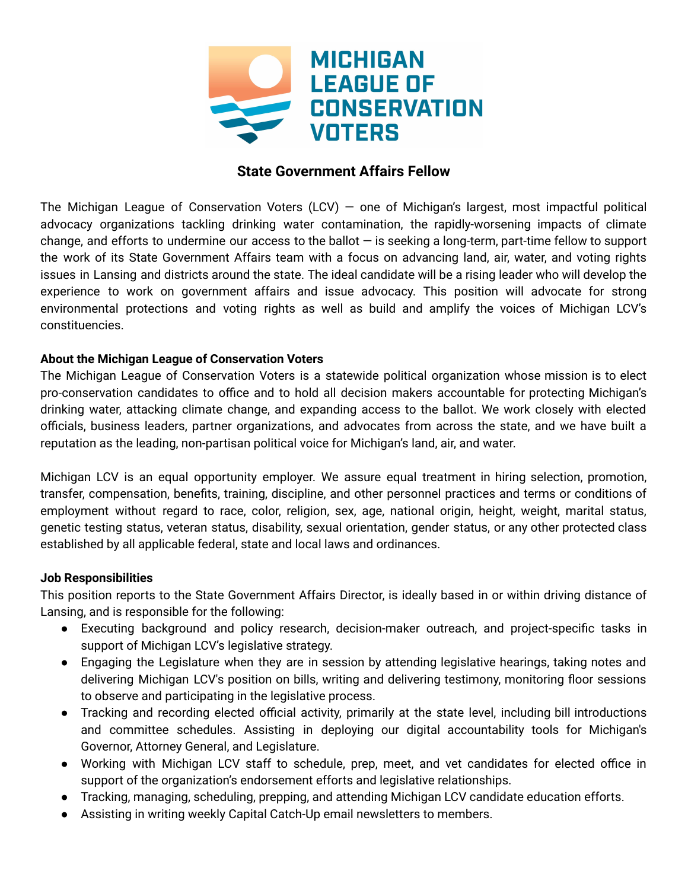# State Government Affairs Fellow

The Michigan League of Conservation Voters (LCV) — one of Michigan's largest, most impactful political advocacy organizations tackling drinking water contamination, the rapidly-worsening impacts of climate change, and efforts to undermine our access to the ballot — is seeking a long-term, part-time fellow to support the work of its State Government Affairs team with a focus on advancing land, air, water, and voting rights issues in Lansing and districts around the state. The ideal candidate will be a rising leader who will develop the experience to work on government affairs and issue advocacy. This position will advocate for strong environmental protections and voting rights as well as build and amplify the voices of Michigan LCV's constituencies.

**About the Michigan League of Conservation Voters**

The Michigan League of Conservation Voters is a statewide political organization whose mission is to elect pro-conservation candidates to office and to hold all decision makers accountable for protecting Michigan's drinking water, attacking climate change, and expanding access to the ballot. We work closely with elected officials, business leaders, partner organizations, and advocates from across the state, and we have built a reputation as the leading, non-partisan political voice for Michigan's land, air, and water.

Michigan LCV is an equal opportunity employer. We assure equal treatment in hiring selection, promotion, transfer, compensation, benefits, training, discipline, and other personnel practices and terms or conditions of employment without regard to race, color, religion, sex, age, national origin, height, weight, marital status, genetic testing status, veteran status, disability, sexual orientation, gender status, or any other protected class established by all applicable federal, state and local laws and ordinances.

**Job Responsibilities**

This position reports to the State Government Affairs Director, is ideally based in or within driving distance of Lansing, and is responsible for the following:

- Executing background and policy research, decision-maker outreach, and project-specific tasks in support of Michigan LCV's legislative strategy.
- Engaging the Legislature when they are in session by attending legislative hearings, taking notes and delivering Michigan LCV's position on bills, writing and delivering testimony, monitoring floor sessions to observe and participating in the legislative process.
- Tracking and recording elected official activity, primarily at the state level, including bill introductions and committee schedules. Assisting in deploying our digital accountability tools for Michigan's Governor, Attorney General, and Legislature.
- Working with Michigan LCV staff to schedule, prep, meet, and vet candidates for elected office in support of the organization's endorsement efforts and legislative relationships.
- Tracking, managing, scheduling, prepping, and attending Michigan LCV candidate education efforts.
- Assisting in writing weekly Capital Catch-Up email newsletters to members.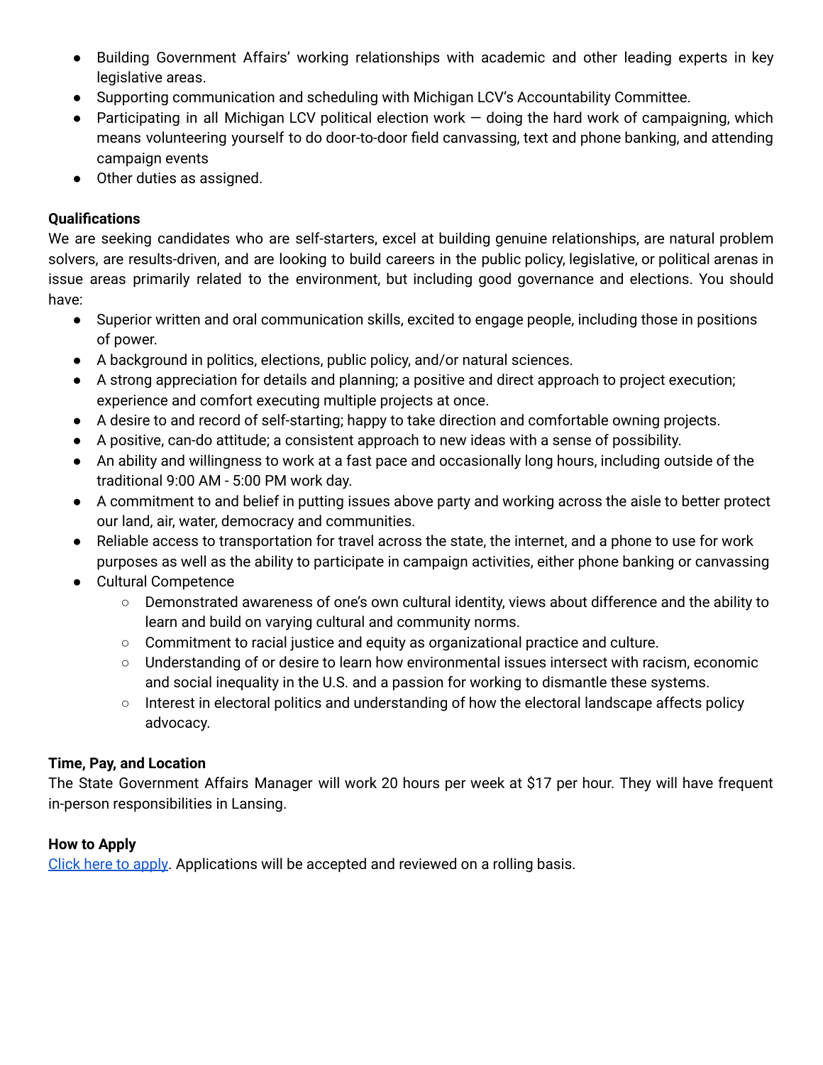- Building Government Affairs' working relationships with academic and other leading experts in key legislative areas.
- Supporting communication and scheduling with Michigan LCV's Accountability Committee.
- Participating in all Michigan LCV political election work — doing the hard work of campaigning, which means volunteering yourself to do door-to-door field canvassing, text and phone banking, and attending campaign events
- Other duties as assigned.

**Qualifications**

We are seeking candidates who are self-starters, excel at building genuine relationships, are natural problem solvers, are results-driven, and are looking to build careers in the public policy, legislative, or political arenas in issue areas primarily related to the environment, but including good governance and elections. You should have:

- Superior written and oral communication skills, excited to engage people, including those in positions of power.
- A background in politics, elections, public policy, and/or natural sciences.
- A strong appreciation for details and planning; a positive and direct approach to project execution; experience and comfort executing multiple projects at once.
- A desire to and record of self-starting; happy to take direction and comfortable owning projects.
- A positive, can-do attitude; a consistent approach to new ideas with a sense of possibility.
- An ability and willingness to work at a fast pace and occasionally long hours, including outside of the traditional 9:00 AM - 5:00 PM work day.
- A commitment to and belief in putting issues above party and working across the aisle to better protect our land, air, water, democracy and communities.
- Reliable access to transportation for travel across the state, the internet, and a phone to use for work purposes as well as the ability to participate in campaign activities, either phone banking or canvassing
- Cultural Competence
    - Demonstrated awareness of one's own cultural identity, views about difference and the ability to learn and build on varying cultural and community norms.
    - Commitment to racial justice and equity as organizational practice and culture.
    - Understanding of or desire to learn how environmental issues intersect with racism, economic and social inequality in the U.S. and a passion for working to dismantle these systems.
    - Interest in electoral politics and understanding of how the electoral landscape affects policy advocacy.

**Time, Pay, and Location**

The State Government Affairs Manager will work 20 hours per week at $17 per hour. They will have frequent in-person responsibilities in Lansing.

**How to Apply**

Click here to apply. Applications will be accepted and reviewed on a rolling basis.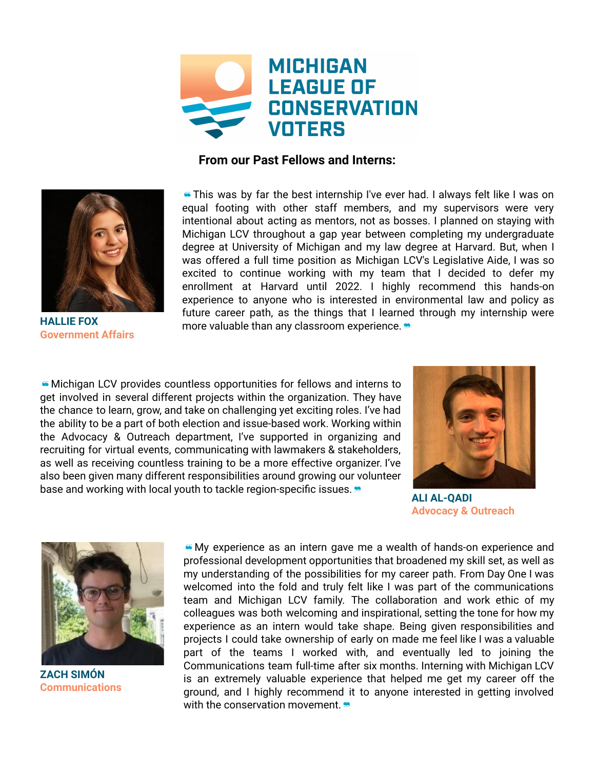# MICHIGAN LEAGUE OF CONSERVATION VOTERS

**From our Past Fellows and Interns:**

“This was by far the best internship I've ever had. I always felt like I was on equal footing with other staff members, and my supervisors were very intentional about acting as mentors, not as bosses. I planned on staying with Michigan LCV throughout a gap year between completing my undergraduate degree at University of Michigan and my law degree at Harvard. But, when I was offered a full time position as Michigan LCV's Legislative Aide, I was so excited to continue working with my team that I decided to defer my enrollment at Harvard until 2022. I highly recommend this hands-on experience to anyone who is interested in environmental law and policy as future career path, as the things that I learned through my internship were more valuable than any classroom experience.”

**HALLIE FOX**
**Government Affairs**

“Michigan LCV provides countless opportunities for fellows and interns to get involved in several different projects within the organization. They have the chance to learn, grow, and take on challenging yet exciting roles. I've had the ability to be a part of both election and issue-based work. Working within the Advocacy & Outreach department, I've supported in organizing and recruiting for virtual events, communicating with lawmakers & stakeholders, as well as receiving countless training to be a more effective organizer. I've also been given many different responsibilities around growing our volunteer base and working with local youth to tackle region-specific issues.”

**ALI AL-QADI**
**Advocacy & Outreach**

“My experience as an intern gave me a wealth of hands-on experience and professional development opportunities that broadened my skill set, as well as my understanding of the possibilities for my career path. From Day One I was welcomed into the fold and truly felt like I was part of the communications team and Michigan LCV family. The collaboration and work ethic of my colleagues was both welcoming and inspirational, setting the tone for how my experience as an intern would take shape. Being given responsibilities and projects I could take ownership of early on made me feel like I was a valuable part of the teams I worked with, and eventually led to joining the Communications team full-time after six months. Interning with Michigan LCV is an extremely valuable experience that helped me get my career off the ground, and I highly recommend it to anyone interested in getting involved with the conservation movement.”

**ZACH SIMÓN**
**Communications**